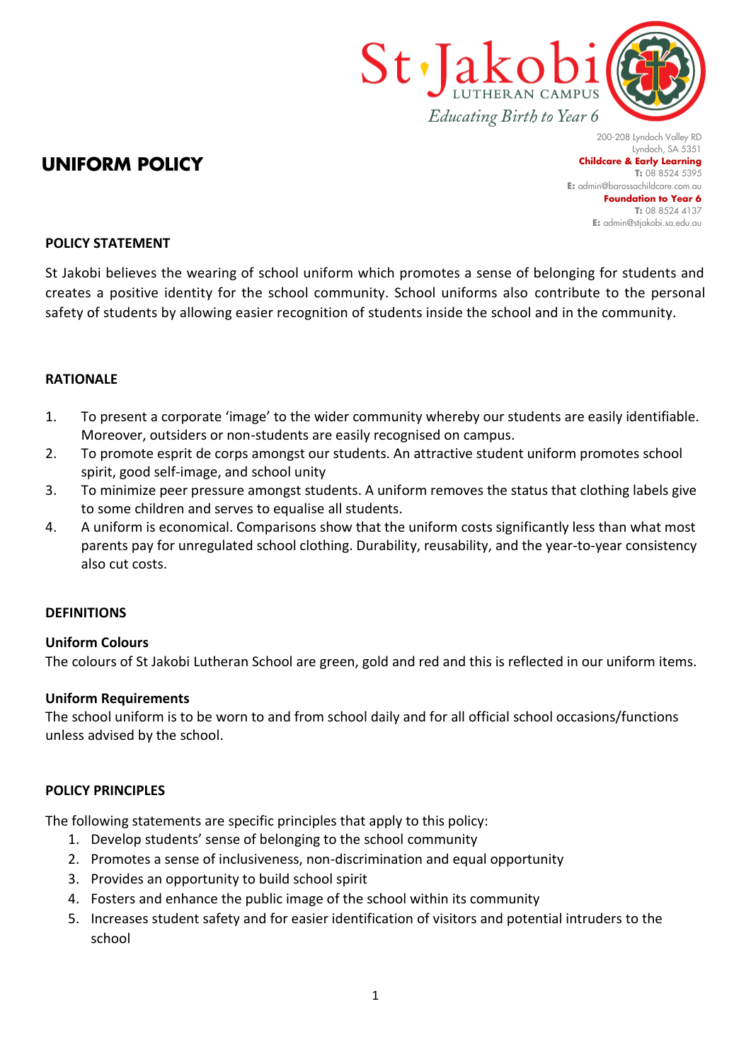St Jakobi Lutheran Campus
*Educating Birth to Year 6*

200-208 Lyndoch Valley RD
Lyndoch, SA 5351
**Childcare & Early Learning**
**T:** 08 8524 5395
**E:** admin@barossachildcare.com.au
**Foundation to Year 6**
**T:** 08 8524 4137
**E:** admin@stjakobi.sa.edu.au

# UNIFORM POLICY

## POLICY STATEMENT

St Jakobi believes the wearing of school uniform which promotes a sense of belonging for students and creates a positive identity for the school community. School uniforms also contribute to the personal safety of students by allowing easier recognition of students inside the school and in the community.

## RATIONALE

1. To present a corporate 'image' to the wider community whereby our students are easily identifiable. Moreover, outsiders or non-students are easily recognised on campus.
2. To promote esprit de corps amongst our students. An attractive student uniform promotes school spirit, good self-image, and school unity
3. To minimize peer pressure amongst students. A uniform removes the status that clothing labels give to some children and serves to equalise all students.
4. A uniform is economical. Comparisons show that the uniform costs significantly less than what most parents pay for unregulated school clothing. Durability, reusability, and the year-to-year consistency also cut costs.

## DEFINITIONS

### Uniform Colours

The colours of St Jakobi Lutheran School are green, gold and red and this is reflected in our uniform items.

### Uniform Requirements

The school uniform is to be worn to and from school daily and for all official school occasions/functions unless advised by the school.

## POLICY PRINCIPLES

The following statements are specific principles that apply to this policy:

1. Develop students' sense of belonging to the school community
2. Promotes a sense of inclusiveness, non-discrimination and equal opportunity
3. Provides an opportunity to build school spirit
4. Fosters and enhance the public image of the school within its community
5. Increases student safety and for easier identification of visitors and potential intruders to the school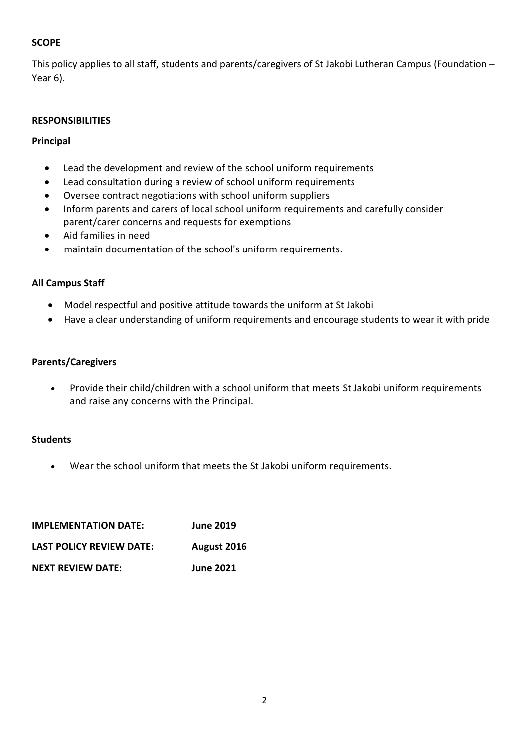**SCOPE**

This policy applies to all staff, students and parents/caregivers of St Jakobi Lutheran Campus (Foundation – Year 6).

**RESPONSIBILITIES**

**Principal**

- Lead the development and review of the school uniform requirements
- Lead consultation during a review of school uniform requirements
- Oversee contract negotiations with school uniform suppliers
- Inform parents and carers of local school uniform requirements and carefully consider parent/carer concerns and requests for exemptions
- Aid families in need
- maintain documentation of the school's uniform requirements.

**All Campus Staff**

- Model respectful and positive attitude towards the uniform at St Jakobi
- Have a clear understanding of uniform requirements and encourage students to wear it with pride

**Parents/Caregivers**

- Provide their child/children with a school uniform that meets St Jakobi uniform requirements and raise any concerns with the Principal.

**Students**

- Wear the school uniform that meets the St Jakobi uniform requirements.

**IMPLEMENTATION DATE:** **June 2019**

**LAST POLICY REVIEW DATE:** **August 2016**

**NEXT REVIEW DATE:** **June 2021**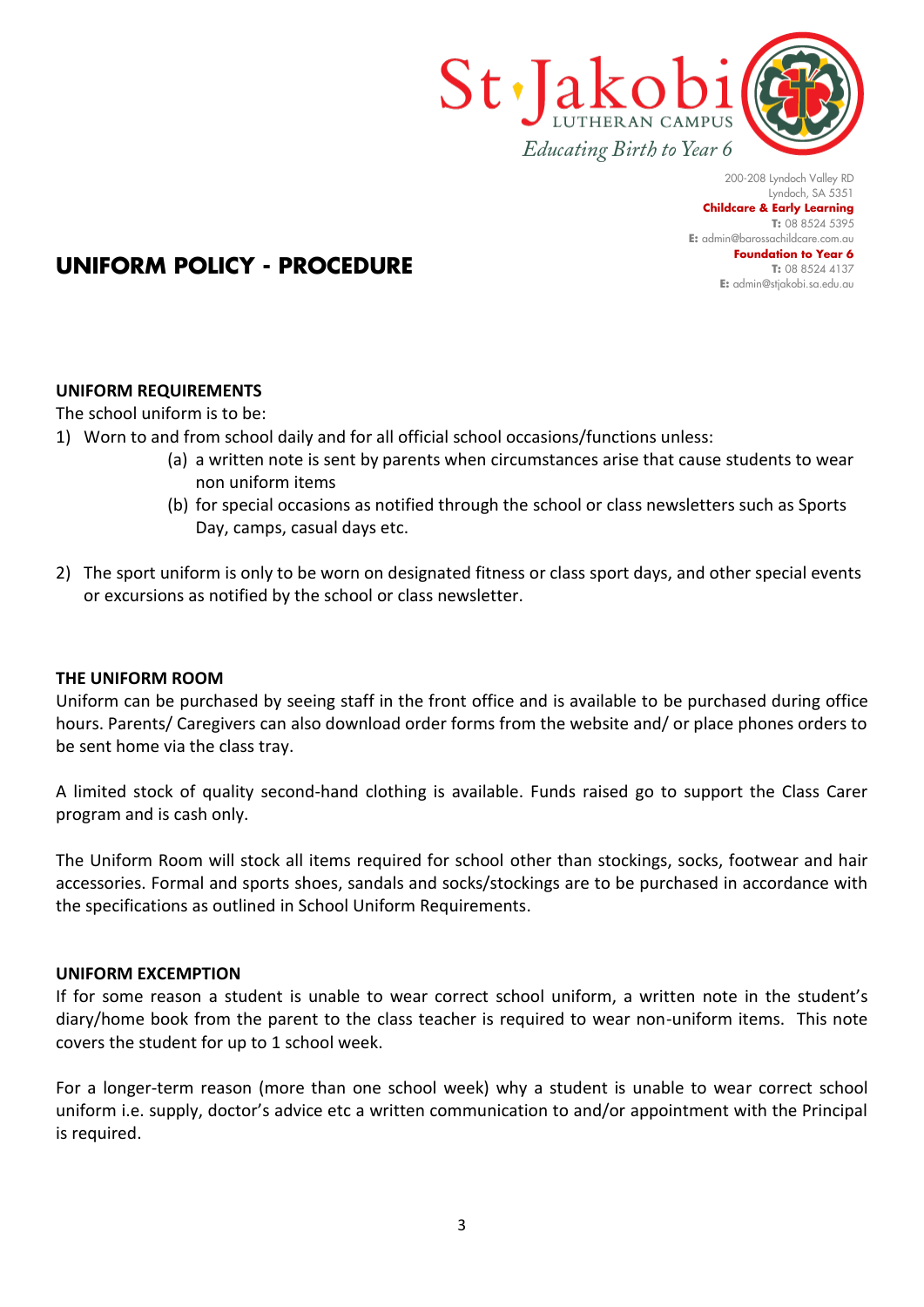# UNIFORM POLICY - PROCEDURE

200-208 Lyndoch Valley RD
Lyndoch, SA 5351
**Childcare & Early Learning**
**T:** 08 8524 5395
**E:** admin@barossachildcare.com.au
**Foundation to Year 6**
**T:** 08 8524 4137
**E:** admin@stjakobi.sa.edu.au

## UNIFORM REQUIREMENTS

The school uniform is to be:

1) Worn to and from school daily and for all official school occasions/functions unless:
   (a) a written note is sent by parents when circumstances arise that cause students to wear non uniform items
   (b) for special occasions as notified through the school or class newsletters such as Sports Day, camps, casual days etc.

2) The sport uniform is only to be worn on designated fitness or class sport days, and other special events or excursions as notified by the school or class newsletter.

## THE UNIFORM ROOM

Uniform can be purchased by seeing staff in the front office and is available to be purchased during office hours. Parents/ Caregivers can also download order forms from the website and/ or place phones orders to be sent home via the class tray.

A limited stock of quality second-hand clothing is available. Funds raised go to support the Class Carer program and is cash only.

The Uniform Room will stock all items required for school other than stockings, socks, footwear and hair accessories. Formal and sports shoes, sandals and socks/stockings are to be purchased in accordance with the specifications as outlined in School Uniform Requirements.

## UNIFORM EXCEMPTION

If for some reason a student is unable to wear correct school uniform, a written note in the student's diary/home book from the parent to the class teacher is required to wear non-uniform items. This note covers the student for up to 1 school week.

For a longer-term reason (more than one school week) why a student is unable to wear correct school uniform i.e. supply, doctor's advice etc a written communication to and/or appointment with the Principal is required.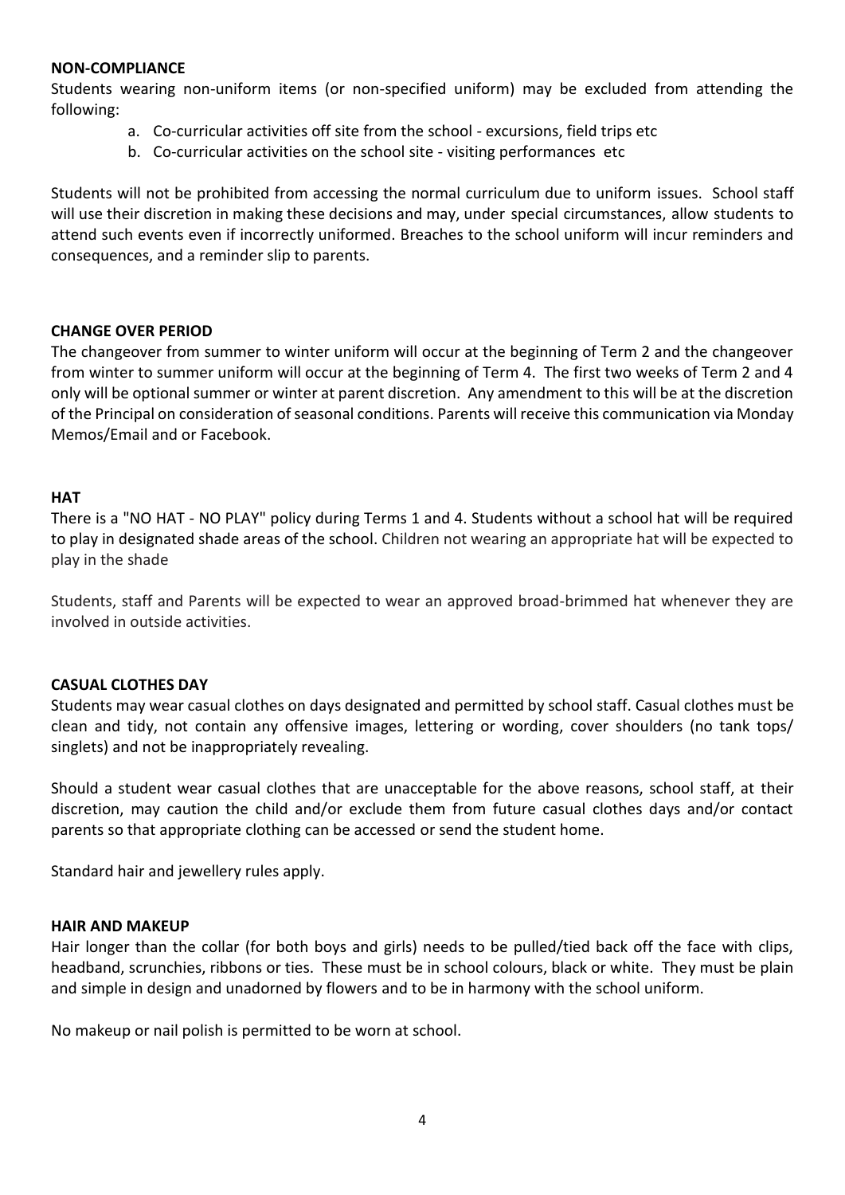### NON-COMPLIANCE

Students wearing non-uniform items (or non-specified uniform) may be excluded from attending the following:

a. Co-curricular activities off site from the school - excursions, field trips etc
b. Co-curricular activities on the school site - visiting performances etc

Students will not be prohibited from accessing the normal curriculum due to uniform issues. School staff will use their discretion in making these decisions and may, under special circumstances, allow students to attend such events even if incorrectly uniformed. Breaches to the school uniform will incur reminders and consequences, and a reminder slip to parents.

### CHANGE OVER PERIOD

The changeover from summer to winter uniform will occur at the beginning of Term 2 and the changeover from winter to summer uniform will occur at the beginning of Term 4. The first two weeks of Term 2 and 4 only will be optional summer or winter at parent discretion. Any amendment to this will be at the discretion of the Principal on consideration of seasonal conditions. Parents will receive this communication via Monday Memos/Email and or Facebook.

### HAT

There is a "NO HAT - NO PLAY" policy during Terms 1 and 4. Students without a school hat will be required to play in designated shade areas of the school. Children not wearing an appropriate hat will be expected to play in the shade

Students, staff and Parents will be expected to wear an approved broad-brimmed hat whenever they are involved in outside activities.

### CASUAL CLOTHES DAY

Students may wear casual clothes on days designated and permitted by school staff. Casual clothes must be clean and tidy, not contain any offensive images, lettering or wording, cover shoulders (no tank tops/ singlets) and not be inappropriately revealing.

Should a student wear casual clothes that are unacceptable for the above reasons, school staff, at their discretion, may caution the child and/or exclude them from future casual clothes days and/or contact parents so that appropriate clothing can be accessed or send the student home.

Standard hair and jewellery rules apply.

### HAIR AND MAKEUP

Hair longer than the collar (for both boys and girls) needs to be pulled/tied back off the face with clips, headband, scrunchies, ribbons or ties. These must be in school colours, black or white. They must be plain and simple in design and unadorned by flowers and to be in harmony with the school uniform.

No makeup or nail polish is permitted to be worn at school.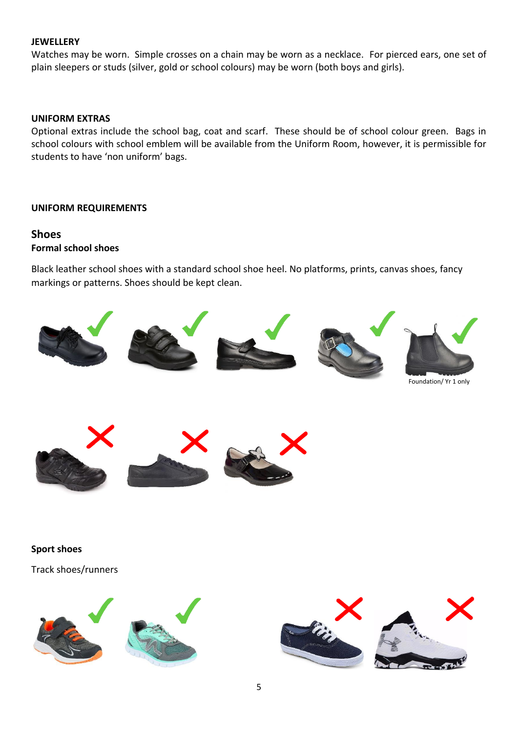**JEWELLERY**

Watches may be worn. Simple crosses on a chain may be worn as a necklace. For pierced ears, one set of plain sleepers or studs (silver, gold or school colours) may be worn (both boys and girls).

**UNIFORM EXTRAS**

Optional extras include the school bag, coat and scarf. These should be of school colour green. Bags in school colours with school emblem will be available from the Uniform Room, however, it is permissible for students to have 'non uniform' bags.

**UNIFORM REQUIREMENTS**

## Shoes

**Formal school shoes**

Black leather school shoes with a standard school shoe heel. No platforms, prints, canvas shoes, fancy markings or patterns. Shoes should be kept clean.

Foundation/ Yr 1 only

**Sport shoes**

Track shoes/runners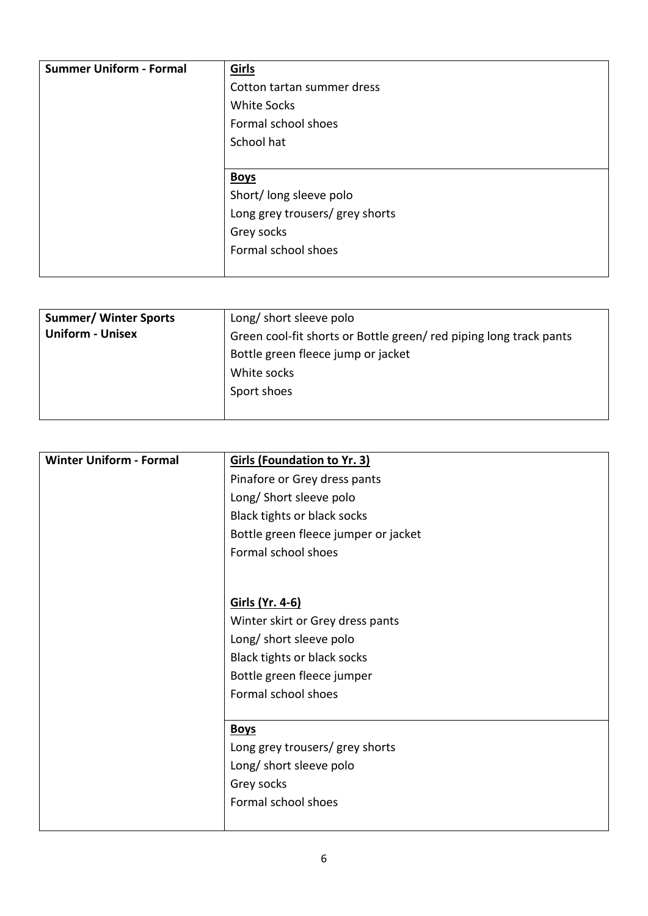| | |
|---|---|
| **Summer Uniform - Formal** | **<u>Girls</u>**<br>Cotton tartan summer dress<br>White Socks<br>Formal school shoes<br>School hat |
| | **<u>Boys</u>**<br>Short/ long sleeve polo<br>Long grey trousers/ grey shorts<br>Grey socks<br>Formal school shoes |

| | |
|---|---|
| **Summer/ Winter Sports Uniform - Unisex** | Long/ short sleeve polo<br>Green cool-fit shorts or Bottle green/ red piping long track pants<br>Bottle green fleece jump or jacket<br>White socks<br>Sport shoes |

| | |
|---|---|
| **Winter Uniform - Formal** | **<u>Girls (Foundation to Yr. 3)</u>**<br>Pinafore or Grey dress pants<br>Long/ Short sleeve polo<br>Black tights or black socks<br>Bottle green fleece jumper or jacket<br>Formal school shoes<br><br>**<u>Girls (Yr. 4-6)</u>**<br>Winter skirt or Grey dress pants<br>Long/ short sleeve polo<br>Black tights or black socks<br>Bottle green fleece jumper<br>Formal school shoes |
| | **<u>Boys</u>**<br>Long grey trousers/ grey shorts<br>Long/ short sleeve polo<br>Grey socks<br>Formal school shoes |